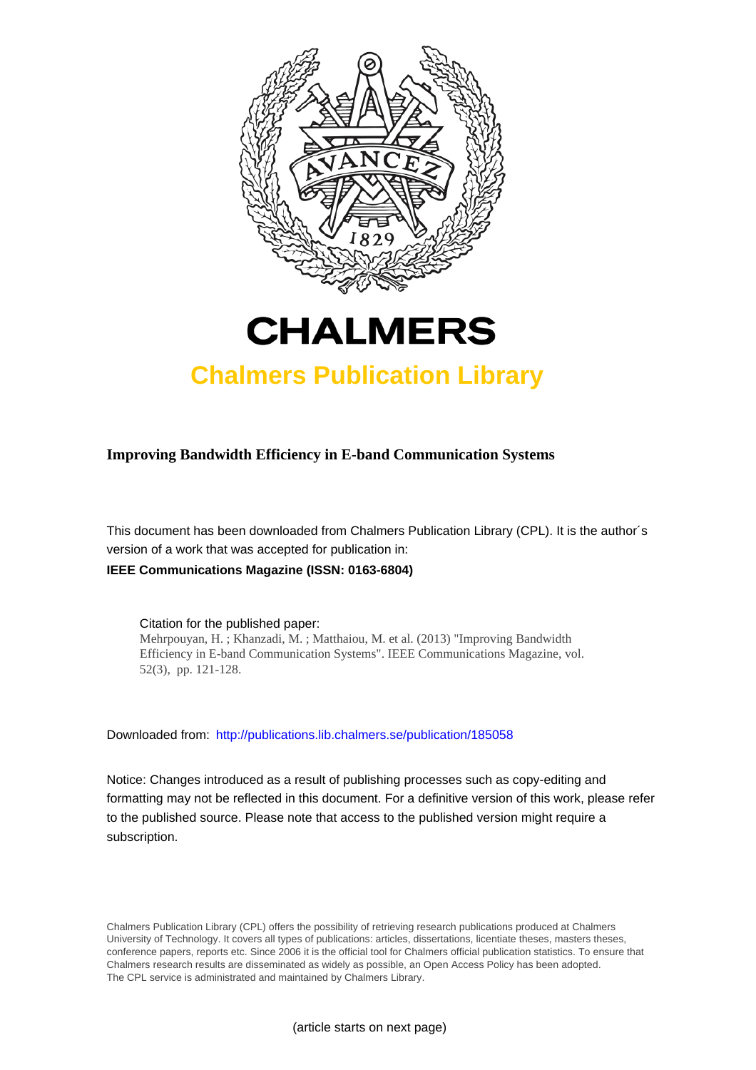# CHALMERS

## Chalmers Publication Library

**Improving Bandwidth Efficiency in E-band Communication Systems**

This document has been downloaded from Chalmers Publication Library (CPL). It is the author´s version of a work that was accepted for publication in:

**IEEE Communications Magazine (ISSN: 0163-6804)**

Citation for the published paper:
Mehrpouyan, H. ; Khanzadi, M. ; Matthaiou, M. et al. (2013) "Improving Bandwidth Efficiency in E-band Communication Systems". IEEE Communications Magazine, vol. 52(3), pp. 121-128.

Downloaded from: http://publications.lib.chalmers.se/publication/185058

Notice: Changes introduced as a result of publishing processes such as copy-editing and formatting may not be reflected in this document. For a definitive version of this work, please refer to the published source. Please note that access to the published version might require a subscription.

Chalmers Publication Library (CPL) offers the possibility of retrieving research publications produced at Chalmers University of Technology. It covers all types of publications: articles, dissertations, licentiate theses, masters theses, conference papers, reports etc. Since 2006 it is the official tool for Chalmers official publication statistics. To ensure that Chalmers research results are disseminated as widely as possible, an Open Access Policy has been adopted. The CPL service is administrated and maintained by Chalmers Library.

(article starts on next page)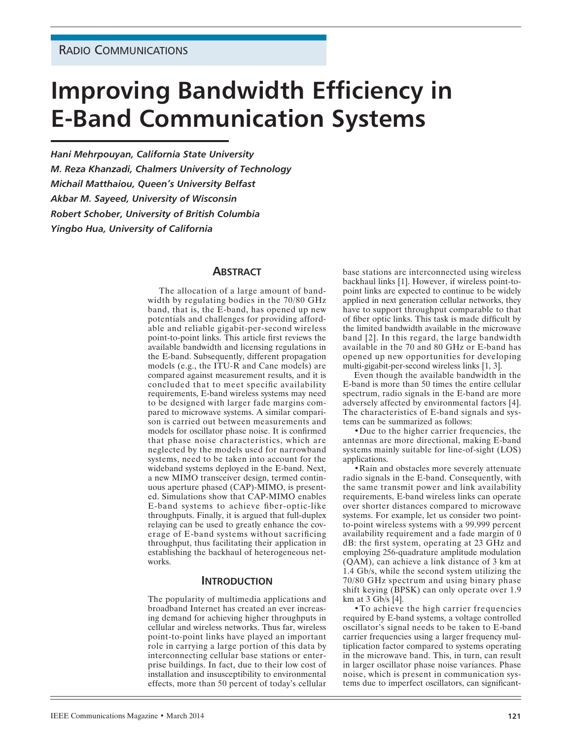# Improving Bandwidth Efficiency in E-Band Communication Systems

*Hani Mehrpouyan, California State University*
*M. Reza Khanzadi, Chalmers University of Technology*
*Michail Matthaiou, Queen's University Belfast*
*Akbar M. Sayeed, University of Wisconsin*
*Robert Schober, University of British Columbia*
*Yingbo Hua, University of California*

## Abstract

The allocation of a large amount of bandwidth by regulating bodies in the 70/80 GHz band, that is, the E-band, has opened up new potentials and challenges for providing affordable and reliable gigabit-per-second wireless point-to-point links. This article first reviews the available bandwidth and licensing regulations in the E-band. Subsequently, different propagation models (e.g., the ITU-R and Cane models) are compared against measurement results, and it is concluded that to meet specific availability requirements, E-band wireless systems may need to be designed with larger fade margins compared to microwave systems. A similar comparison is carried out between measurements and models for oscillator phase noise. It is confirmed that phase noise characteristics, which are neglected by the models used for narrowband systems, need to be taken into account for the wideband systems deployed in the E-band. Next, a new MIMO transceiver design, termed continuous aperture phased (CAP)-MIMO, is presented. Simulations show that CAP-MIMO enables E-band systems to achieve fiber-optic-like throughputs. Finally, it is argued that full-duplex relaying can be used to greatly enhance the coverage of E-band systems without sacrificing throughput, thus facilitating their application in establishing the backhaul of heterogeneous networks.

## Introduction

The popularity of multimedia applications and broadband Internet has created an ever increasing demand for achieving higher throughputs in cellular and wireless networks. Thus far, wireless point-to-point links have played an important role in carrying a large portion of this data by interconnecting cellular base stations or enterprise buildings. In fact, due to their low cost of installation and insusceptibility to environmental effects, more than 50 percent of today's cellular base stations are interconnected using wireless backhaul links [1]. However, if wireless point-to-point links are expected to continue to be widely applied in next generation cellular networks, they have to support throughput comparable to that of fiber optic links. This task is made difficult by the limited bandwidth available in the microwave band [2]. In this regard, the large bandwidth available in the 70 and 80 GHz or E-band has opened up new opportunities for developing multi-gigabit-per-second wireless links [1, 3].

Even though the available bandwidth in the E-band is more than 50 times the entire cellular spectrum, radio signals in the E-band are more adversely affected by environmental factors [4]. The characteristics of E-band signals and systems can be summarized as follows:

- Due to the higher carrier frequencies, the antennas are more directional, making E-band systems mainly suitable for line-of-sight (LOS) applications.
- Rain and obstacles more severely attenuate radio signals in the E-band. Consequently, with the same transmit power and link availability requirements, E-band wireless links can operate over shorter distances compared to microwave systems. For example, let us consider two point-to-point wireless systems with a 99.999 percent availability requirement and a fade margin of 0 dB: the first system, operating at 23 GHz and employing 256-quadrature amplitude modulation (QAM), can achieve a link distance of 3 km at 1.4 Gb/s, while the second system utilizing the 70/80 GHz spectrum and using binary phase shift keying (BPSK) can only operate over 1.9 km at 3 Gb/s [4].
- To achieve the high carrier frequencies required by E-band systems, a voltage controlled oscillator's signal needs to be taken to E-band carrier frequencies using a larger frequency multiplication factor compared to systems operating in the microwave band. This, in turn, can result in larger oscillator phase noise variances. Phase noise, which is present in communication systems due to imperfect oscillators, can significant-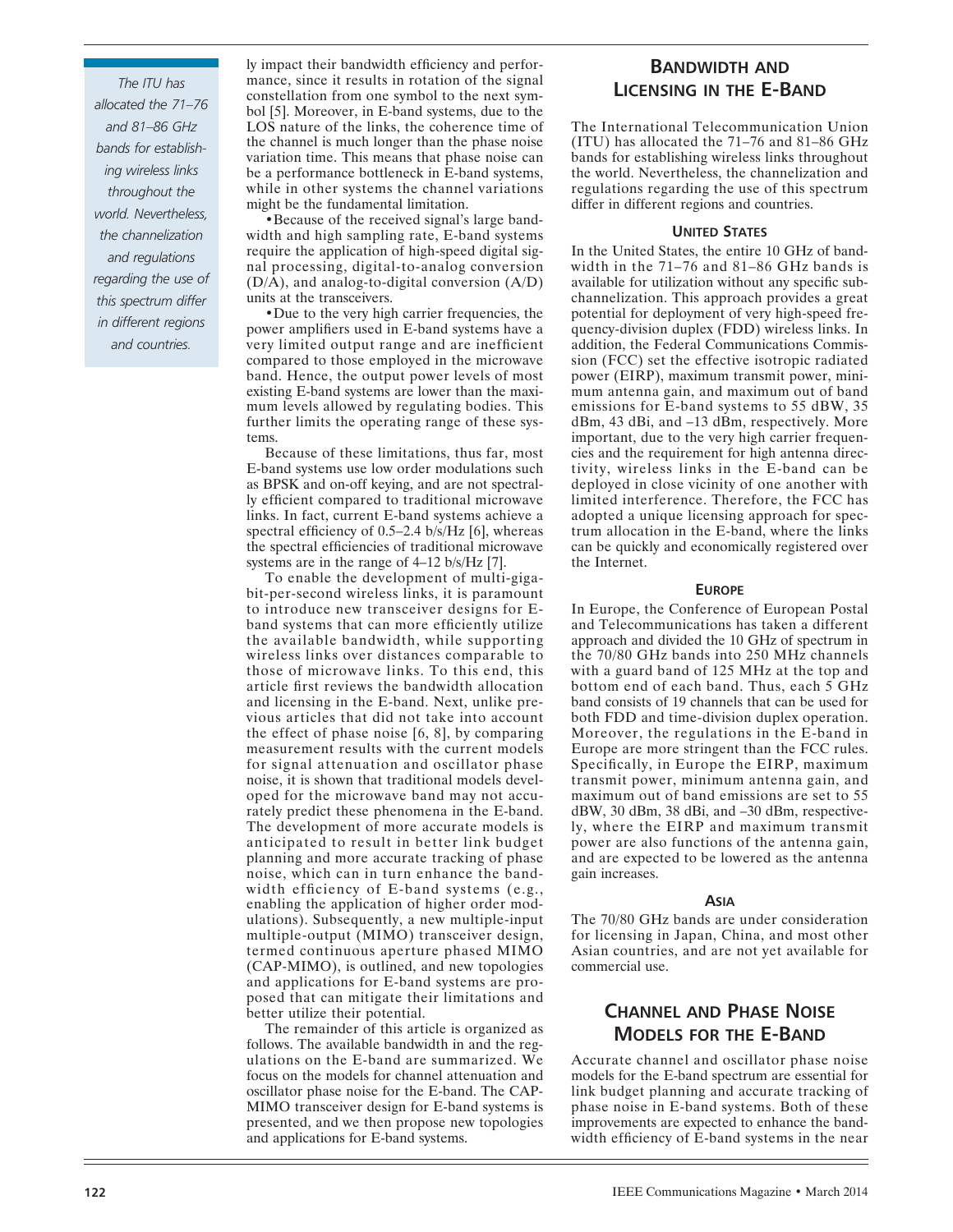ly impact their bandwidth efficiency and performance, since it results in rotation of the signal constellation from one symbol to the next symbol [5]. Moreover, in E-band systems, due to the LOS nature of the links, the coherence time of the channel is much longer than the phase noise variation time. This means that phase noise can be a performance bottleneck in E-band systems, while in other systems the channel variations might be the fundamental limitation.

- Because of the received signal's large bandwidth and high sampling rate, E-band systems require the application of high-speed digital signal processing, digital-to-analog conversion (D/A), and analog-to-digital conversion (A/D) units at the transceivers.
- Due to the very high carrier frequencies, the power amplifiers used in E-band systems have a very limited output range and are inefficient compared to those employed in the microwave band. Hence, the output power levels of most existing E-band systems are lower than the maximum levels allowed by regulating bodies. This further limits the operating range of these systems.

Because of these limitations, thus far, most E-band systems use low order modulations such as BPSK and on-off keying, and are not spectrally efficient compared to traditional microwave links. In fact, current E-band systems achieve a spectral efficiency of 0.5–2.4 b/s/Hz [6], whereas the spectral efficiencies of traditional microwave systems are in the range of 4–12 b/s/Hz [7].

To enable the development of multi-gigabit-per-second wireless links, it is paramount to introduce new transceiver designs for E-band systems that can more efficiently utilize the available bandwidth, while supporting wireless links over distances comparable to those of microwave links. To this end, this article first reviews the bandwidth allocation and licensing in the E-band. Next, unlike previous articles that did not take into account the effect of phase noise [6, 8], by comparing measurement results with the current models for signal attenuation and oscillator phase noise, it is shown that traditional models developed for the microwave band may not accurately predict these phenomena in the E-band. The development of more accurate models is anticipated to result in better link budget planning and more accurate tracking of phase noise, which can in turn enhance the bandwidth efficiency of E-band systems (e.g., enabling the application of higher order modulations). Subsequently, a new multiple-input multiple-output (MIMO) transceiver design, termed continuous aperture phased MIMO (CAP-MIMO), is outlined, and new topologies and applications for E-band systems are proposed that can mitigate their limitations and better utilize their potential.

The remainder of this article is organized as follows. The available bandwidth in and the regulations on the E-band are summarized. We focus on the models for channel attenuation and oscillator phase noise for the E-band. The CAP-MIMO transceiver design for E-band systems is presented, and we then propose new topologies and applications for E-band systems.

## Bandwidth and Licensing in the E-Band

The International Telecommunication Union (ITU) has allocated the 71–76 and 81–86 GHz bands for establishing wireless links throughout the world. Nevertheless, the channelization and regulations regarding the use of this spectrum differ in different regions and countries.

### United States

In the United States, the entire 10 GHz of bandwidth in the 71–76 and 81–86 GHz bands is available for utilization without any specific subchannelization. This approach provides a great potential for deployment of very high-speed frequency-division duplex (FDD) wireless links. In addition, the Federal Communications Commission (FCC) set the effective isotropic radiated power (EIRP), maximum transmit power, minimum antenna gain, and maximum out of band emissions for E-band systems to 55 dBW, 35 dBm, 43 dBi, and –13 dBm, respectively. More important, due to the very high carrier frequencies and the requirement for high antenna directivity, wireless links in the E-band can be deployed in close vicinity of one another with limited interference. Therefore, the FCC has adopted a unique licensing approach for spectrum allocation in the E-band, where the links can be quickly and economically registered over the Internet.

### Europe

In Europe, the Conference of European Postal and Telecommunications has taken a different approach and divided the 10 GHz of spectrum in the 70/80 GHz bands into 250 MHz channels with a guard band of 125 MHz at the top and bottom end of each band. Thus, each 5 GHz band consists of 19 channels that can be used for both FDD and time-division duplex operation. Moreover, the regulations in the E-band in Europe are more stringent than the FCC rules. Specifically, in Europe the EIRP, maximum transmit power, minimum antenna gain, and maximum out of band emissions are set to 55 dBW, 30 dBm, 38 dBi, and –30 dBm, respectively, where the EIRP and maximum transmit power are also functions of the antenna gain, and are expected to be lowered as the antenna gain increases.

### Asia

The 70/80 GHz bands are under consideration for licensing in Japan, China, and most other Asian countries, and are not yet available for commercial use.

## Channel and Phase Noise Models for the E-Band

Accurate channel and oscillator phase noise models for the E-band spectrum are essential for link budget planning and accurate tracking of phase noise in E-band systems. Both of these improvements are expected to enhance the bandwidth efficiency of E-band systems in the near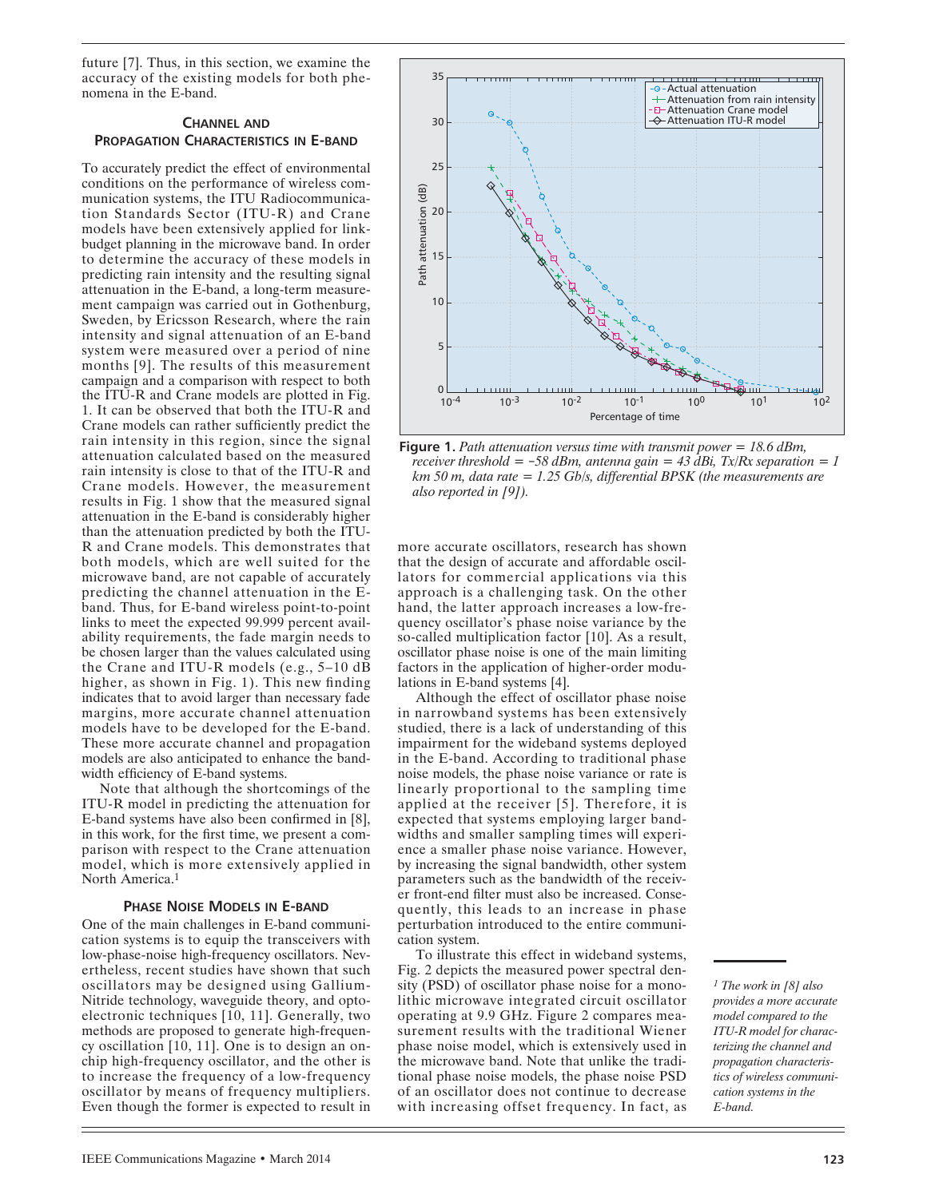future [7]. Thus, in this section, we examine the accuracy of the existing models for both phenomena in the E-band.

## Channel and Propagation Characteristics in E-band

To accurately predict the effect of environmental conditions on the performance of wireless communication systems, the ITU Radiocommunication Standards Sector (ITU-R) and Crane models have been extensively applied for link-budget planning in the microwave band. In order to determine the accuracy of these models in predicting rain intensity and the resulting signal attenuation in the E-band, a long-term measurement campaign was carried out in Gothenburg, Sweden, by Ericsson Research, where the rain intensity and signal attenuation of an E-band system were measured over a period of nine months [9]. The results of this measurement campaign and a comparison with respect to both the ITU-R and Crane models are plotted in Fig. 1. It can be observed that both the ITU-R and Crane models can rather sufficiently predict the rain intensity in this region, since the signal attenuation calculated based on the measured rain intensity is close to that of the ITU-R and Crane models. However, the measurement results in Fig. 1 show that the measured signal attenuation in the E-band is considerably higher than the attenuation predicted by both the ITU-R and Crane models. This demonstrates that both models, which are well suited for the microwave band, are not capable of accurately predicting the channel attenuation in the E-band. Thus, for E-band wireless point-to-point links to meet the expected 99.999 percent availability requirements, the fade margin needs to be chosen larger than the values calculated using the Crane and ITU-R models (e.g., 5–10 dB higher, as shown in Fig. 1). This new finding indicates that to avoid larger than necessary fade margins, more accurate channel attenuation models have to be developed for the E-band. These more accurate channel and propagation models are also anticipated to enhance the bandwidth efficiency of E-band systems.

Note that although the shortcomings of the ITU-R model in predicting the attenuation for E-band systems have also been confirmed in [8], in this work, for the first time, we present a comparison with respect to the Crane attenuation model, which is more extensively applied in North America.[1]

**Figure 1.** *Path attenuation versus time with transmit power = 18.6 dBm, receiver threshold = −58 dBm, antenna gain = 43 dBi, Tx/Rx separation = 1 km 50 m, data rate = 1.25 Gb/s, differential BPSK (the measurements are also reported in [9]).*

## Phase Noise Models in E-band

One of the main challenges in E-band communication systems is to equip the transceivers with low-phase-noise high-frequency oscillators. Nevertheless, recent studies have shown that such oscillators may be designed using Gallium-Nitride technology, waveguide theory, and opto-electronic techniques [10, 11]. Generally, two methods are proposed to generate high-frequency oscillation [10, 11]. One is to design an on-chip high-frequency oscillator, and the other is to increase the frequency of a low-frequency oscillator by means of frequency multipliers. Even though the former is expected to result in more accurate oscillators, research has shown that the design of accurate and affordable oscillators for commercial applications via this approach is a challenging task. On the other hand, the latter approach increases a low-frequency oscillator's phase noise variance by the so-called multiplication factor [10]. As a result, oscillator phase noise is one of the main limiting factors in the application of higher-order modulations in E-band systems [4].

Although the effect of oscillator phase noise in narrowband systems has been extensively studied, there is a lack of understanding of this impairment for the wideband systems deployed in the E-band. According to traditional phase noise models, the phase noise variance or rate is linearly proportional to the sampling time applied at the receiver [5]. Therefore, it is expected that systems employing larger bandwidths and smaller sampling times will experience a smaller phase noise variance. However, by increasing the signal bandwidth, other system parameters such as the bandwidth of the receiver front-end filter must also be increased. Consequently, this leads to an increase in phase perturbation introduced to the entire communication system.

To illustrate this effect in wideband systems, Fig. 2 depicts the measured power spectral density (PSD) of oscillator phase noise for a monolithic microwave integrated circuit oscillator operating at 9.9 GHz. Figure 2 compares measurement results with the traditional Wiener phase noise model, which is extensively used in the microwave band. Note that unlike the traditional phase noise models, the phase noise PSD of an oscillator does not continue to decrease with increasing offset frequency. In fact, as

---

[1] *The work in [8] also provides a more accurate model compared to the ITU-R model for characterizing the channel and propagation characteristics of wireless communication systems in the E-band.*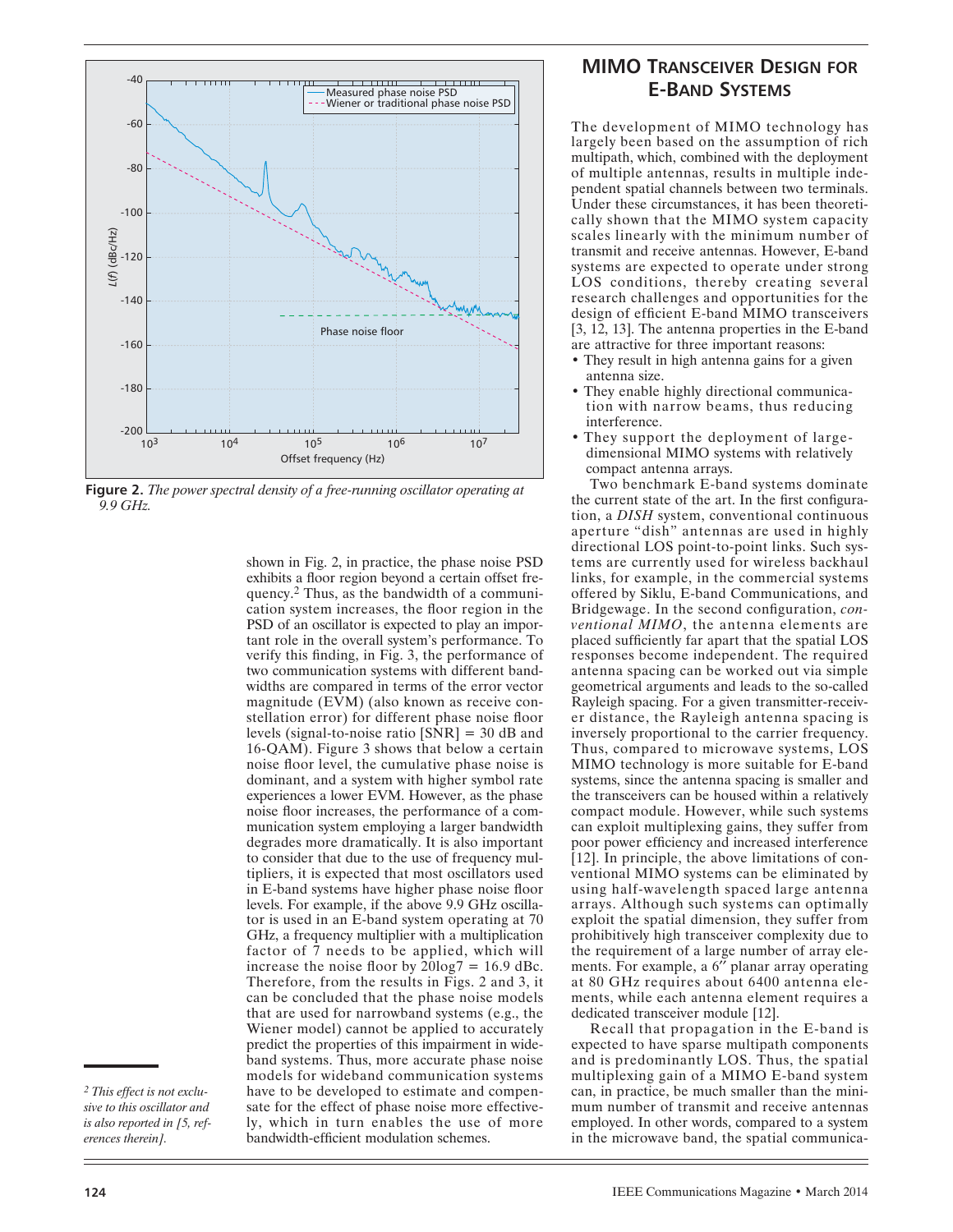**Figure 2.** *The power spectral density of a free-running oscillator operating at 9.9 GHz.*

shown in Fig. 2, in practice, the phase noise PSD exhibits a floor region beyond a certain offset frequency.[2] Thus, as the bandwidth of a communication system increases, the floor region in the PSD of an oscillator is expected to play an important role in the overall system's performance. To verify this finding, in Fig. 3, the performance of two communication systems with different bandwidths are compared in terms of the error vector magnitude (EVM) (also known as receive constellation error) for different phase noise floor levels (signal-to-noise ratio [SNR] = 30 dB and 16-QAM). Figure 3 shows that below a certain noise floor level, the cumulative phase noise is dominant, and a system with higher symbol rate experiences a lower EVM. However, as the phase noise floor increases, the performance of a communication system employing a larger bandwidth degrades more dramatically. It is also important to consider that due to the use of frequency multipliers, it is expected that most oscillators used in E-band systems have higher phase noise floor levels. For example, if the above 9.9 GHz oscillator is used in an E-band system operating at 70 GHz, a frequency multiplier with a multiplication factor of 7 needs to be applied, which will increase the noise floor by $20\log 7 = 16.9$ dBc. Therefore, from the results in Figs. 2 and 3, it can be concluded that the phase noise models that are used for narrowband systems (e.g., the Wiener model) cannot be applied to accurately predict the properties of this impairment in wideband systems. Thus, more accurate phase noise models for wideband communication systems have to be developed to estimate and compensate for the effect of phase noise more effectively, which in turn enables the use of more bandwidth-efficient modulation schemes.

## MIMO Transceiver Design for E-Band Systems

The development of MIMO technology has largely been based on the assumption of rich multipath, which, combined with the deployment of multiple antennas, results in multiple independent spatial channels between two terminals. Under these circumstances, it has been theoretically shown that the MIMO system capacity scales linearly with the minimum number of transmit and receive antennas. However, E-band systems are expected to operate under strong LOS conditions, thereby creating several research challenges and opportunities for the design of efficient E-band MIMO transceivers [3, 12, 13]. The antenna properties in the E-band are attractive for three important reasons:

- They result in high antenna gains for a given antenna size.
- They enable highly directional communication with narrow beams, thus reducing interference.
- They support the deployment of large-dimensional MIMO systems with relatively compact antenna arrays.

Two benchmark E-band systems dominate the current state of the art. In the first configuration, a *DISH* system, conventional continuous aperture "dish" antennas are used in highly directional LOS point-to-point links. Such systems are currently used for wireless backhaul links, for example, in the commercial systems offered by Siklu, E-band Communications, and Bridgewage. In the second configuration, *conventional MIMO*, the antenna elements are placed sufficiently far apart that the spatial LOS responses become independent. The required antenna spacing can be worked out via simple geometrical arguments and leads to the so-called Rayleigh spacing. For a given transmitter-receiver distance, the Rayleigh antenna spacing is inversely proportional to the carrier frequency. Thus, compared to microwave systems, LOS MIMO technology is more suitable for E-band systems, since the antenna spacing is smaller and the transceivers can be housed within a relatively compact module. However, while such systems can exploit multiplexing gains, they suffer from poor power efficiency and increased interference [12]. In principle, the above limitations of conventional MIMO systems can be eliminated by using half-wavelength spaced large antenna arrays. Although such systems can optimally exploit the spatial dimension, they suffer from prohibitively high transceiver complexity due to the requirement of a large number of array elements. For example, a 6″ planar array operating at 80 GHz requires about 6400 antenna elements, while each antenna element requires a dedicated transceiver module [12].

Recall that propagation in the E-band is expected to have sparse multipath components and is predominantly LOS. Thus, the spatial multiplexing gain of a MIMO E-band system can, in practice, be much smaller than the minimum number of transmit and receive antennas employed. In other words, compared to a system in the microwave band, the spatial communica-

---

[2] *This effect is not exclusive to this oscillator and is also reported in [5, references therein].*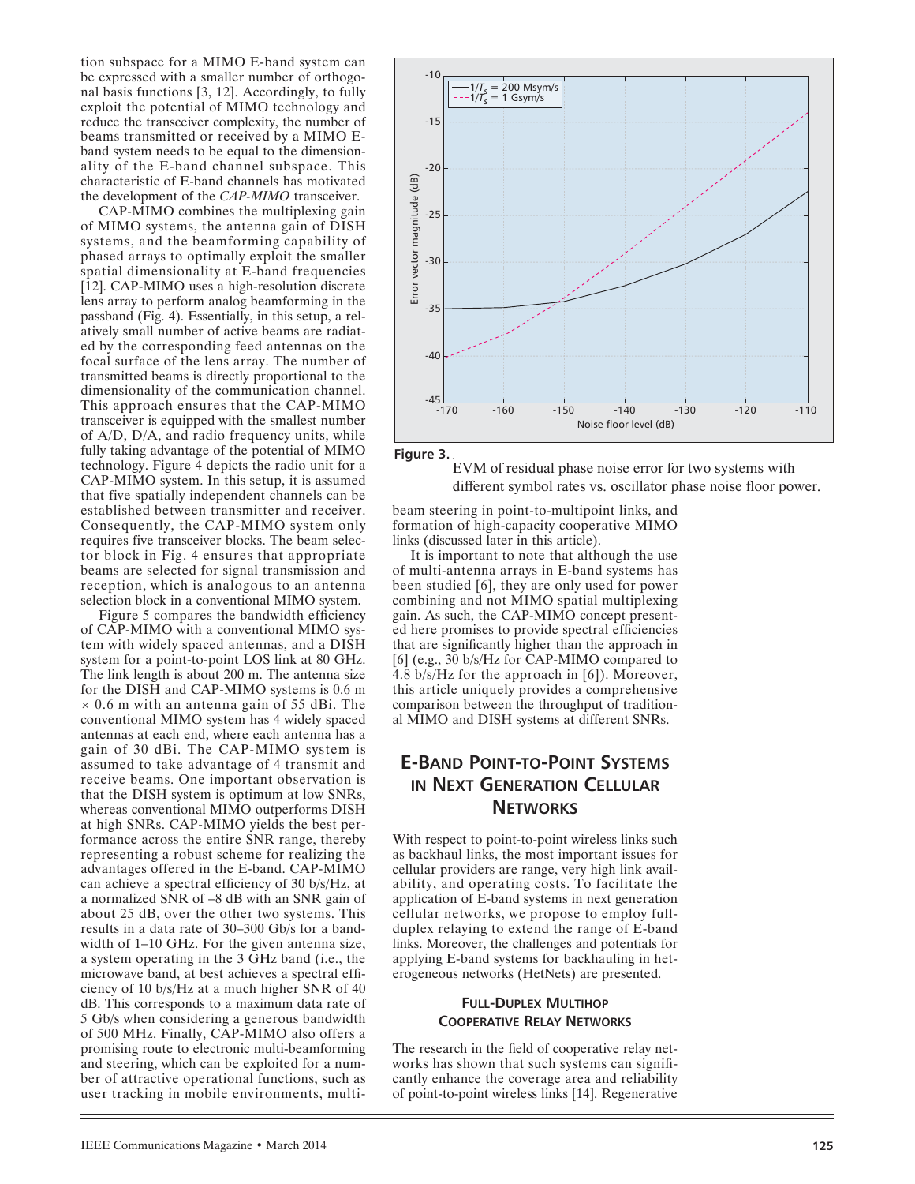tion subspace for a MIMO E-band system can be expressed with a smaller number of orthogonal basis functions [3, 12]. Accordingly, to fully exploit the potential of MIMO technology and reduce the transceiver complexity, the number of beams transmitted or received by a MIMO E-band system needs to be equal to the dimensionality of the E-band channel subspace. This characteristic of E-band channels has motivated the development of the *CAP-MIMO* transceiver.

CAP-MIMO combines the multiplexing gain of MIMO systems, the antenna gain of DISH systems, and the beamforming capability of phased arrays to optimally exploit the smaller spatial dimensionality at E-band frequencies [12]. CAP-MIMO uses a high-resolution discrete lens array to perform analog beamforming in the passband (Fig. 4). Essentially, in this setup, a relatively small number of active beams are radiated by the corresponding feed antennas on the focal surface of the lens array. The number of transmitted beams is directly proportional to the dimensionality of the communication channel. This approach ensures that the CAP-MIMO transceiver is equipped with the smallest number of A/D, D/A, and radio frequency units, while fully taking advantage of the potential of MIMO technology. Figure 4 depicts the radio unit for a CAP-MIMO system. In this setup, it is assumed that five spatially independent channels can be established between transmitter and receiver. Consequently, the CAP-MIMO system only requires five transceiver blocks. The beam selector block in Fig. 4 ensures that appropriate beams are selected for signal transmission and reception, which is analogous to an antenna selection block in a conventional MIMO system.

Figure 5 compares the bandwidth efficiency of CAP-MIMO with a conventional MIMO system with widely spaced antennas, and a DISH system for a point-to-point LOS link at 80 GHz. The link length is about 200 m. The antenna size for the DISH and CAP-MIMO systems is 0.6 m × 0.6 m with an antenna gain of 55 dBi. The conventional MIMO system has 4 widely spaced antennas at each end, where each antenna has a gain of 30 dBi. The CAP-MIMO system is assumed to take advantage of 4 transmit and receive beams. One important observation is that the DISH system is optimum at low SNRs, whereas conventional MIMO outperforms DISH at high SNRs. CAP-MIMO yields the best performance across the entire SNR range, thereby representing a robust scheme for realizing the advantages offered in the E-band. CAP-MIMO can achieve a spectral efficiency of 30 b/s/Hz, at a normalized SNR of –8 dB with an SNR gain of about 25 dB, over the other two systems. This results in a data rate of 30–300 Gb/s for a bandwidth of 1–10 GHz. For the given antenna size, a system operating in the 3 GHz band (i.e., the microwave band, at best achieves a spectral efficiency of 10 b/s/Hz at a much higher SNR of 40 dB. This corresponds to a maximum data rate of 5 Gb/s when considering a generous bandwidth of 500 MHz. Finally, CAP-MIMO also offers a promising route to electronic multi-beamforming and steering, which can be exploited for a number of attractive operational functions, such as user tracking in mobile environments, multi-beam steering in point-to-multipoint links, and formation of high-capacity cooperative MIMO links (discussed later in this article).

**Figure 3.** EVM of residual phase noise error for two systems with different symbol rates vs. oscillator phase noise floor power.

It is important to note that although the use of multi-antenna arrays in E-band systems has been studied [6], they are only used for power combining and not MIMO spatial multiplexing gain. As such, the CAP-MIMO concept presented here promises to provide spectral efficiencies that are significantly higher than the approach in [6] (e.g., 30 b/s/Hz for CAP-MIMO compared to 4.8 b/s/Hz for the approach in [6]). Moreover, this article uniquely provides a comprehensive comparison between the throughput of traditional MIMO and DISH systems at different SNRs.

## E-Band Point-to-Point Systems in Next Generation Cellular Networks

With respect to point-to-point wireless links such as backhaul links, the most important issues for cellular providers are range, very high link availability, and operating costs. To facilitate the application of E-band systems in next generation cellular networks, we propose to employ full-duplex relaying to extend the range of E-band links. Moreover, the challenges and potentials for applying E-band systems for backhauling in heterogeneous networks (HetNets) are presented.

### Full-Duplex Multihop Cooperative Relay Networks

The research in the field of cooperative relay networks has shown that such systems can significantly enhance the coverage area and reliability of point-to-point wireless links [14]. Regenerative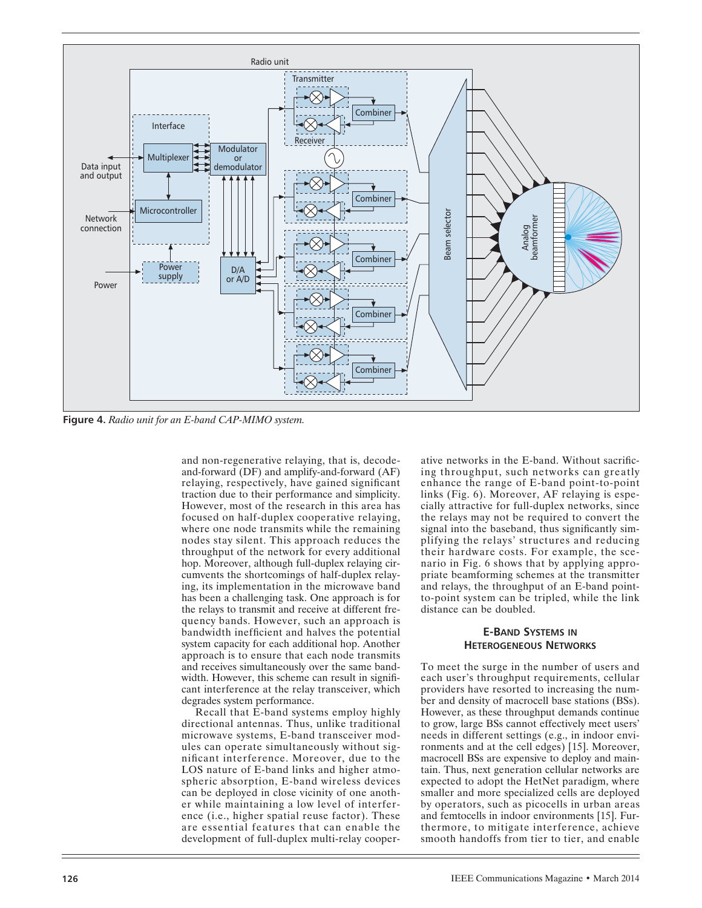**Figure 4.** *Radio unit for an E-band CAP-MIMO system.*

and non-regenerative relaying, that is, decode-and-forward (DF) and amplify-and-forward (AF) relaying, respectively, have gained significant traction due to their performance and simplicity. However, most of the research in this area has focused on half-duplex cooperative relaying, where one node transmits while the remaining nodes stay silent. This approach reduces the throughput of the network for every additional hop. Moreover, although full-duplex relaying circumvents the shortcomings of half-duplex relaying, its implementation in the microwave band has been a challenging task. One approach is for the relays to transmit and receive at different frequency bands. However, such an approach is bandwidth inefficient and halves the potential system capacity for each additional hop. Another approach is to ensure that each node transmits and receives simultaneously over the same bandwidth. However, this scheme can result in significant interference at the relay transceiver, which degrades system performance.

Recall that E-band systems employ highly directional antennas. Thus, unlike traditional microwave systems, E-band transceiver modules can operate simultaneously without significant interference. Moreover, due to the LOS nature of E-band links and higher atmospheric absorption, E-band wireless devices can be deployed in close vicinity of one another while maintaining a low level of interference (i.e., higher spatial reuse factor). These are essential features that can enable the development of full-duplex multi-relay cooperative networks in the E-band. Without sacrificing throughput, such networks can greatly enhance the range of E-band point-to-point links (Fig. 6). Moreover, AF relaying is especially attractive for full-duplex networks, since the relays may not be required to convert the signal into the baseband, thus significantly simplifying the relays' structures and reducing their hardware costs. For example, the scenario in Fig. 6 shows that by applying appropriate beamforming schemes at the transmitter and relays, the throughput of an E-band point-to-point system can be tripled, while the link distance can be doubled.

## E-Band Systems in Heterogeneous Networks

To meet the surge in the number of users and each user's throughput requirements, cellular providers have resorted to increasing the number and density of macrocell base stations (BSs). However, as these throughput demands continue to grow, large BSs cannot effectively meet users' needs in different settings (e.g., in indoor environments and at the cell edges) [15]. Moreover, macrocell BSs are expensive to deploy and maintain. Thus, next generation cellular networks are expected to adopt the HetNet paradigm, where smaller and more specialized cells are deployed by operators, such as picocells in urban areas and femtocells in indoor environments [15]. Furthermore, to mitigate interference, achieve smooth handoffs from tier to tier, and enable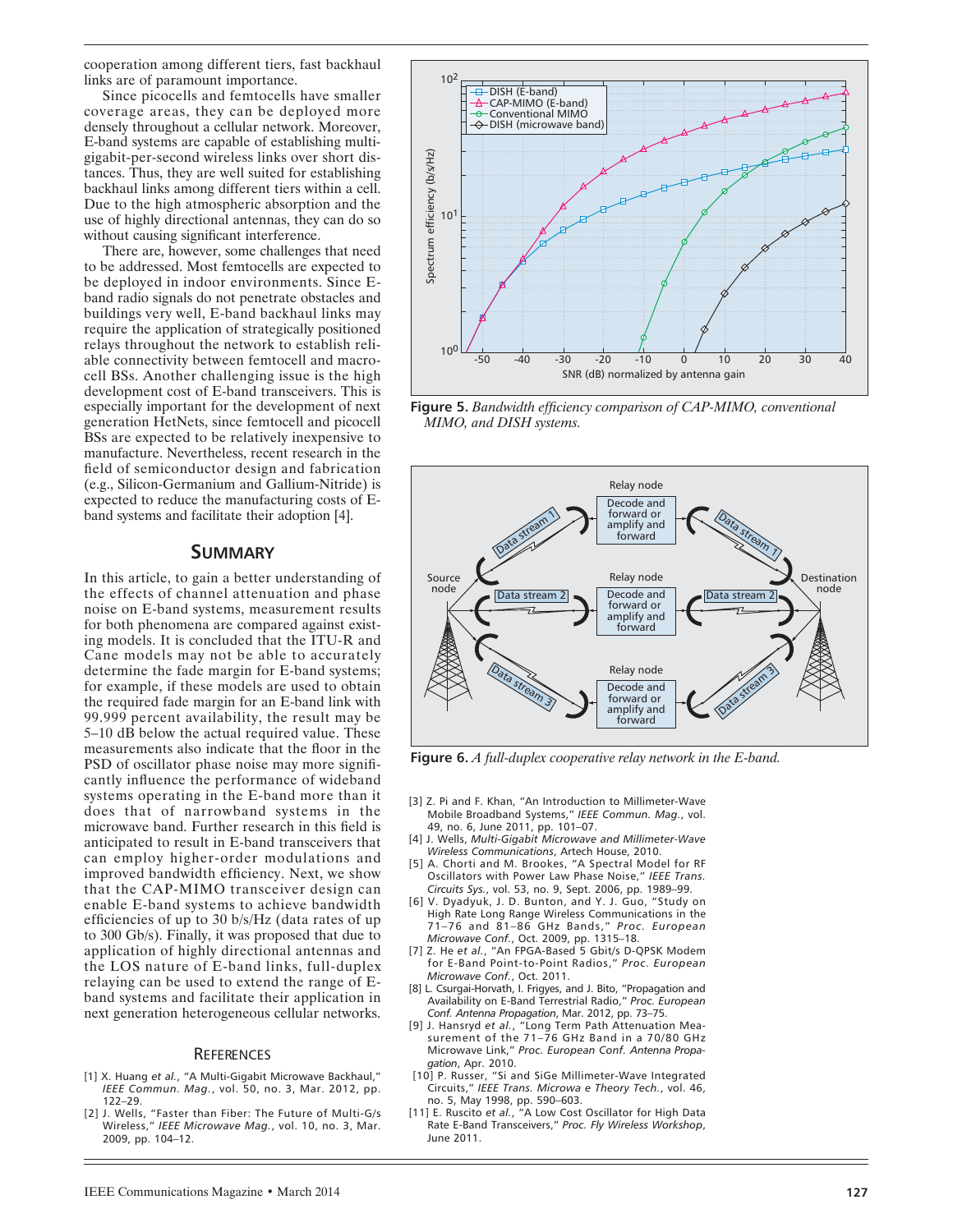cooperation among different tiers, fast backhaul links are of paramount importance.

Since picocells and femtocells have smaller coverage areas, they can be deployed more densely throughout a cellular network. Moreover, E-band systems are capable of establishing multi-gigabit-per-second wireless links over short distances. Thus, they are well suited for establishing backhaul links among different tiers within a cell. Due to the high atmospheric absorption and the use of highly directional antennas, they can do so without causing significant interference.

There are, however, some challenges that need to be addressed. Most femtocells are expected to be deployed in indoor environments. Since E-band radio signals do not penetrate obstacles and buildings very well, E-band backhaul links may require the application of strategically positioned relays throughout the network to establish reliable connectivity between femtocell and macrocell BSs. Another challenging issue is the high development cost of E-band transceivers. This is especially important for the development of next generation HetNets, since femtocell and picocell BSs are expected to be relatively inexpensive to manufacture. Nevertheless, recent research in the field of semiconductor design and fabrication (e.g., Silicon-Germanium and Gallium-Nitride) is expected to reduce the manufacturing costs of E-band systems and facilitate their adoption [4].

**Figure 5.** *Bandwidth efficiency comparison of CAP-MIMO, conventional MIMO, and DISH systems.*

**Figure 6.** *A full-duplex cooperative relay network in the E-band.*

## SUMMARY

In this article, to gain a better understanding of the effects of channel attenuation and phase noise on E-band systems, measurement results for both phenomena are compared against existing models. It is concluded that the ITU-R and Cane models may not be able to accurately determine the fade margin for E-band systems; for example, if these models are used to obtain the required fade margin for an E-band link with 99.999 percent availability, the result may be 5–10 dB below the actual required value. These measurements also indicate that the floor in the PSD of oscillator phase noise may more significantly influence the performance of wideband systems operating in the E-band more than it does that of narrowband systems in the microwave band. Further research in this field is anticipated to result in E-band transceivers that can employ higher-order modulations and improved bandwidth efficiency. Next, we show that the CAP-MIMO transceiver design can enable E-band systems to achieve bandwidth efficiencies of up to 30 b/s/Hz (data rates of up to 300 Gb/s). Finally, it was proposed that due to application of highly directional antennas and the LOS nature of E-band links, full-duplex relaying can be used to extend the range of E-band systems and facilitate their application in next generation heterogeneous cellular networks.

## REFERENCES

[1] X. Huang *et al.*, "A Multi-Gigabit Microwave Backhaul," *IEEE Commun. Mag.*, vol. 50, no. 3, Mar. 2012, pp. 122–29.

[2] J. Wells, "Faster than Fiber: The Future of Multi-G/s Wireless," *IEEE Microwave Mag.*, vol. 10, no. 3, Mar. 2009, pp. 104–12.

[3] Z. Pi and F. Khan, "An Introduction to Millimeter-Wave Mobile Broadband Systems," *IEEE Commun. Mag.*, vol. 49, no. 6, June 2011, pp. 101–07.

[4] J. Wells, *Multi-Gigabit Microwave and Millimeter-Wave Wireless Communications*, Artech House, 2010.

[5] A. Chorti and M. Brookes, "A Spectral Model for RF Oscillators with Power Law Phase Noise," *IEEE Trans. Circuits Sys.*, vol. 53, no. 9, Sept. 2006, pp. 1989–99.

[6] V. Dyadyuk, J. D. Bunton, and Y. J. Guo, "Study on High Rate Long Range Wireless Communications in the 71–76 and 81–86 GHz Bands," *Proc. European Microwave Conf.*, Oct. 2009, pp. 1315–18.

[7] Z. He *et al.*, "An FPGA-Based 5 Gbit/s D-QPSK Modem for E-Band Point-to-Point Radios," *Proc. European Microwave Conf.*, Oct. 2011.

[8] L. Csurgai-Horvath, I. Frigyes, and J. Bito, "Propagation and Availability on E-Band Terrestrial Radio," *Proc. European Conf. Antenna Propagation*, Mar. 2012, pp. 73–75.

[9] J. Hansryd *et al.*, "Long Term Path Attenuation Measurement of the 71–76 GHz Band in a 70/80 GHz Microwave Link," *Proc. European Conf. Antenna Propagation*, Apr. 2010.

[10] P. Russer, "Si and SiGe Millimeter-Wave Integrated Circuits," *IEEE Trans. Microwa e Theory Tech.*, vol. 46, no. 5, May 1998, pp. 590–603.

[11] E. Ruscito *et al.*, "A Low Cost Oscillator for High Data Rate E-Band Transceivers," *Proc. Fly Wireless Workshop*, June 2011.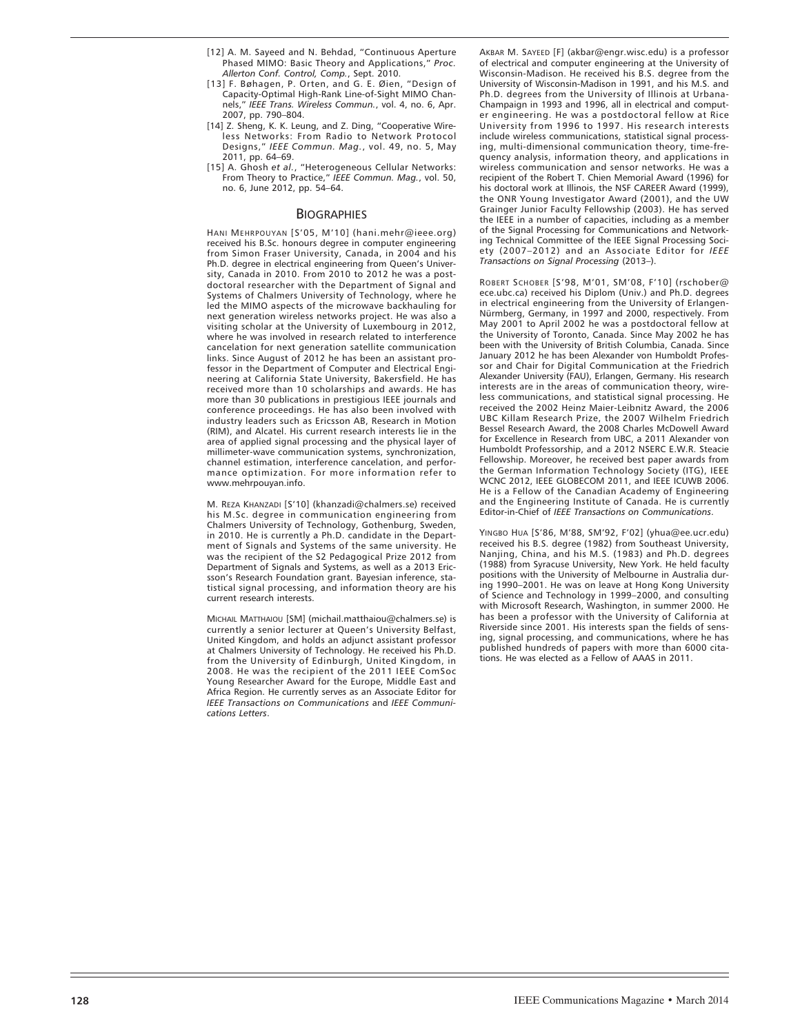[12] A. M. Sayeed and N. Behdad, "Continuous Aperture Phased MIMO: Basic Theory and Applications," *Proc. Allerton Conf. Control, Comp.*, Sept. 2010.

[13] F. Bøhagen, P. Orten, and G. E. Øien, "Design of Capacity-Optimal High-Rank Line-of-Sight MIMO Channels," *IEEE Trans. Wireless Commun.*, vol. 4, no. 6, Apr. 2007, pp. 790–804.

[14] Z. Sheng, K. K. Leung, and Z. Ding, "Cooperative Wireless Networks: From Radio to Network Protocol Designs," *IEEE Commun. Mag.*, vol. 49, no. 5, May 2011, pp. 64–69.

[15] A. Ghosh *et al.*, "Heterogeneous Cellular Networks: From Theory to Practice," *IEEE Commun. Mag.*, vol. 50, no. 6, June 2012, pp. 54–64.

## Biographies

HANI MEHRPOUYAN [S'05, M'10] (hani.mehr@ieee.org) received his B.Sc. honours degree in computer engineering from Simon Fraser University, Canada, in 2004 and his Ph.D. degree in electrical engineering from Queen's University, Canada in 2010. From 2010 to 2012 he was a postdoctoral researcher with the Department of Signal and Systems of Chalmers University of Technology, where he led the MIMO aspects of the microwave backhauling for next generation wireless networks project. He was also a visiting scholar at the University of Luxembourg in 2012, where he was involved in research related to interference cancelation for next generation satellite communication links. Since August of 2012 he has been an assistant professor in the Department of Computer and Electrical Engineering at California State University, Bakersfield. He has received more than 10 scholarships and awards. He has more than 30 publications in prestigious IEEE journals and conference proceedings. He has also been involved with industry leaders such as Ericsson AB, Research in Motion (RIM), and Alcatel. His current research interests lie in the area of applied signal processing and the physical layer of millimeter-wave communication systems, synchronization, channel estimation, interference cancelation, and performance optimization. For more information refer to www.mehrpouyan.info.

M. REZA KHANZADI [S'10] (khanzadi@chalmers.se) received his M.Sc. degree in communication engineering from Chalmers University of Technology, Gothenburg, Sweden, in 2010. He is currently a Ph.D. candidate in the Department of Signals and Systems of the same university. He was the recipient of the S2 Pedagogical Prize 2012 from Department of Signals and Systems, as well as a 2013 Ericsson's Research Foundation grant. Bayesian inference, statistical signal processing, and information theory are his current research interests.

MICHAIL MATTHAIOU [SM] (michail.matthaiou@chalmers.se) is currently a senior lecturer at Queen's University Belfast, United Kingdom, and holds an adjunct assistant professor at Chalmers University of Technology. He received his Ph.D. from the University of Edinburgh, United Kingdom, in 2008. He was the recipient of the 2011 IEEE ComSoc Young Researcher Award for the Europe, Middle East and Africa Region. He currently serves as an Associate Editor for *IEEE Transactions on Communications* and *IEEE Communications Letters*.

AKBAR M. SAYEED [F] (akbar@engr.wisc.edu) is a professor of electrical and computer engineering at the University of Wisconsin-Madison. He received his B.S. degree from the University of Wisconsin-Madison in 1991, and his M.S. and Ph.D. degrees from the University of Illinois at Urbana-Champaign in 1993 and 1996, all in electrical and computer engineering. He was a postdoctoral fellow at Rice University from 1996 to 1997. His research interests include wireless communications, statistical signal processing, multi-dimensional communication theory, time-frequency analysis, information theory, and applications in wireless communication and sensor networks. He was a recipient of the Robert T. Chien Memorial Award (1996) for his doctoral work at Illinois, the NSF CAREER Award (1999), the ONR Young Investigator Award (2001), and the UW Grainger Junior Faculty Fellowship (2003). He has served the IEEE in a number of capacities, including as a member of the Signal Processing for Communications and Networking Technical Committee of the IEEE Signal Processing Society (2007–2012) and an Associate Editor for *IEEE Transactions on Signal Processing* (2013–).

ROBERT SCHOBER [S'98, M'01, SM'08, F'10] (rschober@ece.ubc.ca) received his Diplom (Univ.) and Ph.D. degrees in electrical engineering from the University of Erlangen-Nürmberg, Germany, in 1997 and 2000, respectively. From May 2001 to April 2002 he was a postdoctoral fellow at the University of Toronto, Canada. Since May 2002 he has been with the University of British Columbia, Canada. Since January 2012 he has been Alexander von Humboldt Professor and Chair for Digital Communication at the Friedrich Alexander University (FAU), Erlangen, Germany. His research interests are in the areas of communication theory, wireless communications, and statistical signal processing. He received the 2002 Heinz Maier-Leibnitz Award, the 2006 UBC Killam Research Prize, the 2007 Wilhelm Friedrich Bessel Research Award, the 2008 Charles McDowell Award for Excellence in Research from UBC, a 2011 Alexander von Humboldt Professorship, and a 2012 NSERC E.W.R. Steacie Fellowship. Moreover, he received best paper awards from the German Information Technology Society (ITG), IEEE WCNC 2012, IEEE GLOBECOM 2011, and IEEE ICUWB 2006. He is a Fellow of the Canadian Academy of Engineering and the Engineering Institute of Canada. He is currently Editor-in-Chief of *IEEE Transactions on Communications*.

YINGBO HUA [S'86, M'88, SM'92, F'02] (yhua@ee.ucr.edu) received his B.S. degree (1982) from Southeast University, Nanjing, China, and his M.S. (1983) and Ph.D. degrees (1988) from Syracuse University, New York. He held faculty positions with the University of Melbourne in Australia during 1990–2001. He was on leave at Hong Kong University of Science and Technology in 1999–2000, and consulting with Microsoft Research, Washington, in summer 2000. He has been a professor with the University of California at Riverside since 2001. His interests span the fields of sensing, signal processing, and communications, where he has published hundreds of papers with more than 6000 citations. He was elected as a Fellow of AAAS in 2011.